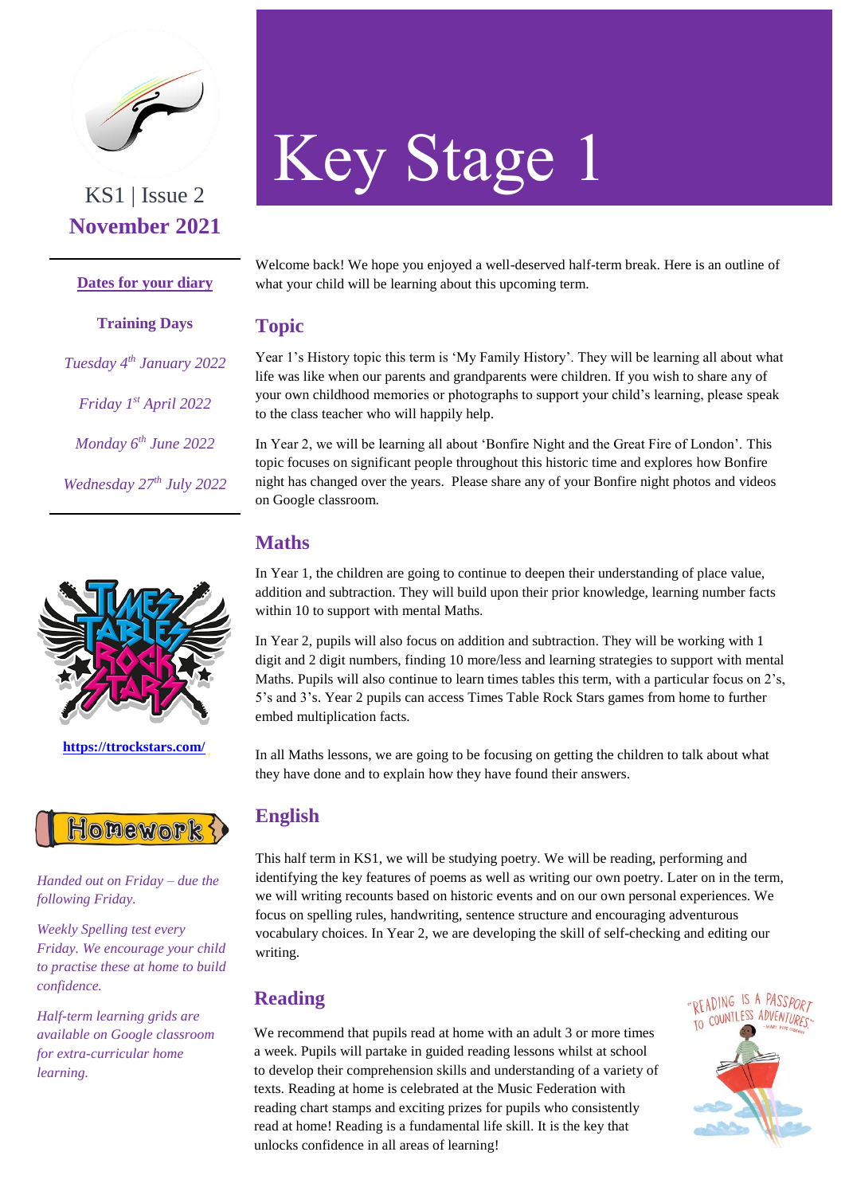KS1 | Issue 2

**November 2021**

# Key Stage 1

**Dates for your diary**

**Training Days**

*Tuesday 4th January 2022*

*Friday 1st April 2022*

*Monday 6th June 2022*

*Wednesday 27th July 2022*

**https://ttrockstars.com/**

Homework

*Handed out on Friday – due the following Friday.*

*Weekly Spelling test every Friday. We encourage your child to practise these at home to build confidence.*

*Half-term learning grids are available on Google classroom for extra-curricular home learning.*

Welcome back! We hope you enjoyed a well-deserved half-term break. Here is an outline of what your child will be learning about this upcoming term.

## Topic

Year 1's History topic this term is 'My Family History'. They will be learning all about what life was like when our parents and grandparents were children. If you wish to share any of your own childhood memories or photographs to support your child's learning, please speak to the class teacher who will happily help.

In Year 2, we will be learning all about 'Bonfire Night and the Great Fire of London'. This topic focuses on significant people throughout this historic time and explores how Bonfire night has changed over the years. Please share any of your Bonfire night photos and videos on Google classroom.

## Maths

In Year 1, the children are going to continue to deepen their understanding of place value, addition and subtraction. They will build upon their prior knowledge, learning number facts within 10 to support with mental Maths.

In Year 2, pupils will also focus on addition and subtraction. They will be working with 1 digit and 2 digit numbers, finding 10 more/less and learning strategies to support with mental Maths. Pupils will also continue to learn times tables this term, with a particular focus on 2's, 5's and 3's. Year 2 pupils can access Times Table Rock Stars games from home to further embed multiplication facts.

In all Maths lessons, we are going to be focusing on getting the children to talk about what they have done and to explain how they have found their answers.

## English

This half term in KS1, we will be studying poetry. We will be reading, performing and identifying the key features of poems as well as writing our own poetry. Later on in the term, we will writing recounts based on historic events and on our own personal experiences. We focus on spelling rules, handwriting, sentence structure and encouraging adventurous vocabulary choices. In Year 2, we are developing the skill of self-checking and editing our writing.

## Reading

We recommend that pupils read at home with an adult 3 or more times a week. Pupils will partake in guided reading lessons whilst at school to develop their comprehension skills and understanding of a variety of texts. Reading at home is celebrated at the Music Federation with reading chart stamps and exciting prizes for pupils who consistently read at home! Reading is a fundamental life skill. It is the key that unlocks confidence in all areas of learning!

"READING IS A PASSPORT TO COUNTLESS ADVENTURES" – MARY POPE OSBORNE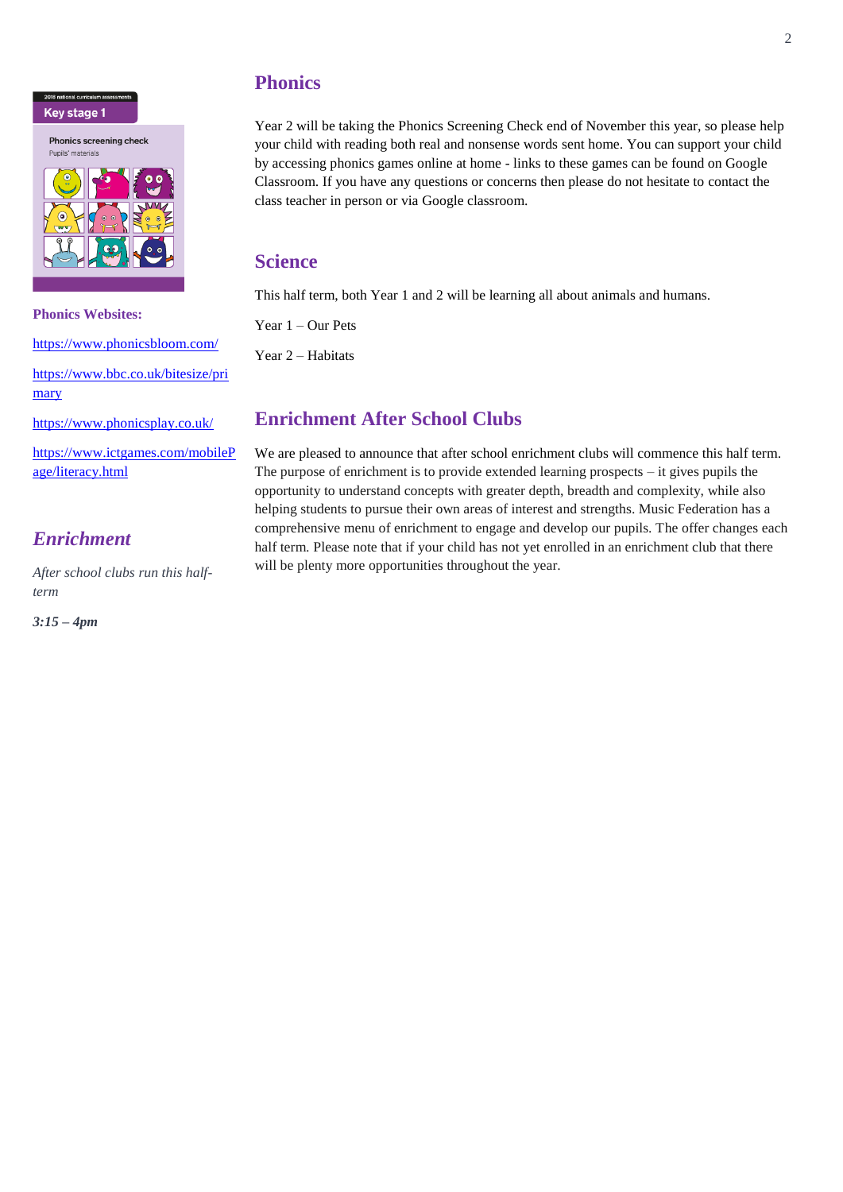**Phonics Websites:**

https://www.phonicsbloom.com/

https://www.bbc.co.uk/bitesize/primary

https://www.phonicsplay.co.uk/

https://www.ictgames.com/mobilePage/literacy.html

## *Enrichment*

*After school clubs run this half-term*

***3:15 – 4pm***

## Phonics

Year 2 will be taking the Phonics Screening Check end of November this year, so please help your child with reading both real and nonsense words sent home. You can support your child by accessing phonics games online at home - links to these games can be found on Google Classroom. If you have any questions or concerns then please do not hesitate to contact the class teacher in person or via Google classroom.

## Science

This half term, both Year 1 and 2 will be learning all about animals and humans.

Year 1 – Our Pets

Year 2 – Habitats

## Enrichment After School Clubs

We are pleased to announce that after school enrichment clubs will commence this half term. The purpose of enrichment is to provide extended learning prospects – it gives pupils the opportunity to understand concepts with greater depth, breadth and complexity, while also helping students to pursue their own areas of interest and strengths. Music Federation has a comprehensive menu of enrichment to engage and develop our pupils. The offer changes each half term. Please note that if your child has not yet enrolled in an enrichment club that there will be plenty more opportunities throughout the year.